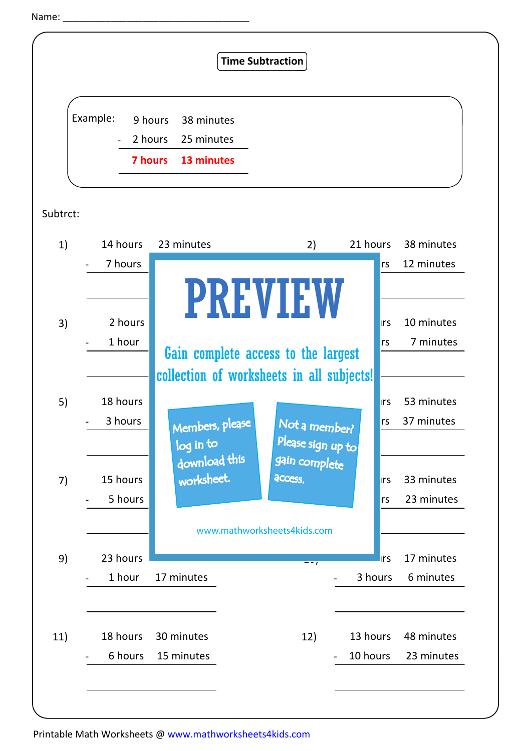Name: ___________________________________

# Time Subtraction

Example:

| | hours | minutes |
|---|---|---|
| | 9 hours | 38 minutes |
| - | 2 hours | 25 minutes |
| | **7 hours** | **13 minutes** |

Subtrct:

1)
14 hours 23 minutes
\- 7 hours

2)
21 hours 38 minutes
rs 12 minutes

3)
2 hours
\- 1 hour

4)
rs 10 minutes
rs 7 minutes

5)
18 hours
\- 3 hours

6)
rs 53 minutes
rs 37 minutes

7)
15 hours
\- 5 hours

8)
rs 33 minutes
rs 23 minutes

9)
23 hours
\- 1 hour 17 minutes

10)
rs 17 minutes
\- 3 hours 6 minutes

11)
18 hours 30 minutes
\- 6 hours 15 minutes

12)
13 hours 48 minutes
\- 10 hours 23 minutes

**PREVIEW**

Gain complete access to the largest collection of worksheets in all subjects!

Members, please log in to download this worksheet.

Not a member? Please sign up to gain complete access.

www.mathworksheets4kids.com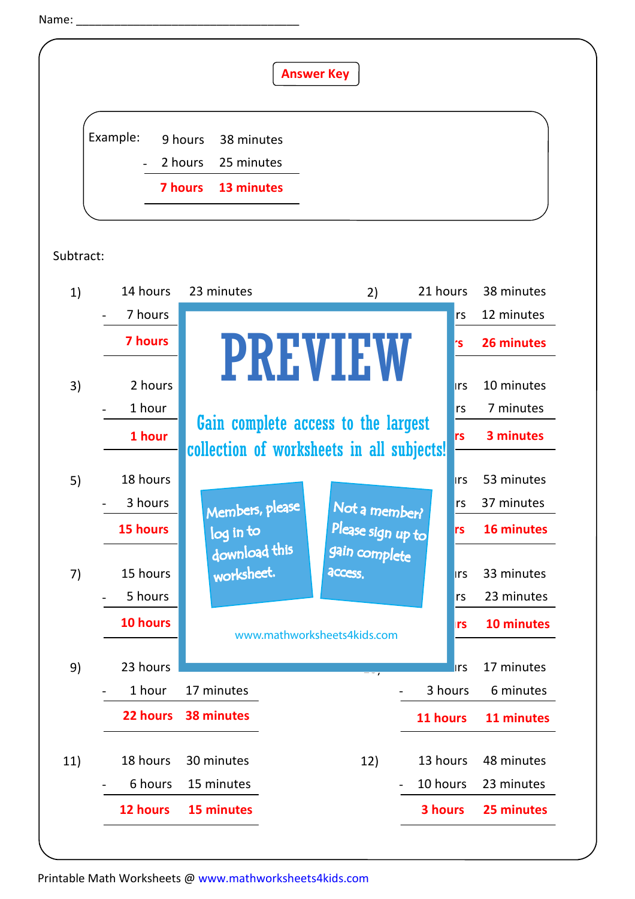Name: ___________________________________

**Answer Key**

Example:

| | | |
|---|---|---|
| | 9 hours | 38 minutes |
| - | 2 hours | 25 minutes |
| | **7 hours** | **13 minutes** |

Subtract:

1)

| | | |
|---|---|---|
| | 14 hours | 23 minutes |
| - | 7 hours | |
| | **7 hours** | |

2)

| | | |
|---|---|---|
| | 21 hours | 38 minutes |
| - | rs | 12 minutes |
| | **s** | **26 minutes** |

3)

| | |
|---|---|
| | 2 hours |
| - | 1 hour |
| | **1 hour** |

4)

| | | |
|---|---|---|
| | urs | 10 minutes |
| - | rs | 7 minutes |
| | **rs** | **3 minutes** |

5)

| | |
|---|---|
| | 18 hours |
| - | 3 hours |
| | **15 hours** |

6)

| | | |
|---|---|---|
| | urs | 53 minutes |
| - | rs | 37 minutes |
| | **rs** | **16 minutes** |

7)

| | |
|---|---|
| | 15 hours |
| - | 5 hours |
| | **10 hours** |

8)

| | | |
|---|---|---|
| | urs | 33 minutes |
| - | rs | 23 minutes |
| | **rs** | **10 minutes** |

9)

| | | |
|---|---|---|
| | 23 hours | |
| - | 1 hour | 17 minutes |
| | **22 hours** | **38 minutes** |

10)

| | | |
|---|---|---|
| | urs | 17 minutes |
| - | 3 hours | 6 minutes |
| | **11 hours** | **11 minutes** |

11)

| | | |
|---|---|---|
| | 18 hours | 30 minutes |
| - | 6 hours | 15 minutes |
| | **12 hours** | **15 minutes** |

12)

| | | |
|---|---|---|
| | 13 hours | 48 minutes |
| - | 10 hours | 23 minutes |
| | **3 hours** | **25 minutes** |

PREVIEW

Gain complete access to the largest collection of worksheets in all subjects!

Members, please log in to download this worksheet.

Not a member? Please sign up to gain complete access.

www.mathworksheets4kids.com

Printable Math Worksheets @ www.mathworksheets4kids.com